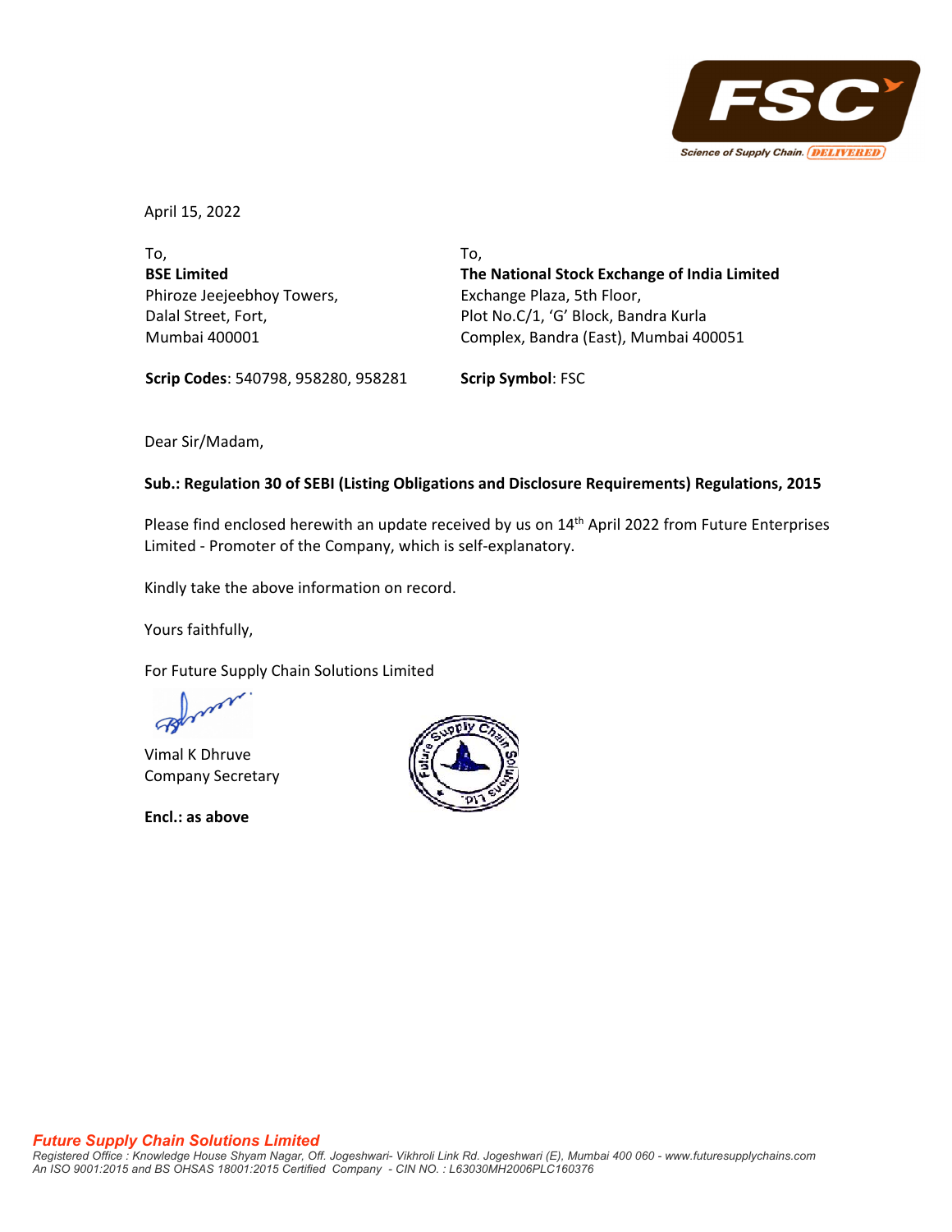April 15, 2022

To,
**BSE Limited**
Phiroze Jeejeebhoy Towers,
Dalal Street, Fort,
Mumbai 400001

**Scrip Codes**: 540798, 958280, 958281

To,
**The National Stock Exchange of India Limited**
Exchange Plaza, 5th Floor,
Plot No.C/1, 'G' Block, Bandra Kurla
Complex, Bandra (East), Mumbai 400051

**Scrip Symbol**: FSC

Dear Sir/Madam,

**Sub.: Regulation 30 of SEBI (Listing Obligations and Disclosure Requirements) Regulations, 2015**

Please find enclosed herewith an update received by us on 14th April 2022 from Future Enterprises Limited - Promoter of the Company, which is self-explanatory.

Kindly take the above information on record.

Yours faithfully,

For Future Supply Chain Solutions Limited

Vimal K Dhruve
Company Secretary

**Encl.: as above**

***Future Supply Chain Solutions Limited***
*Registered Office : Knowledge House Shyam Nagar, Off. Jogeshwari- Vikhroli Link Rd. Jogeshwari (E), Mumbai 400 060 - www.futuresupplychains.com*
*An ISO 9001:2015 and BS OHSAS 18001:2015 Certified Company - CIN NO. : L63030MH2006PLC160376*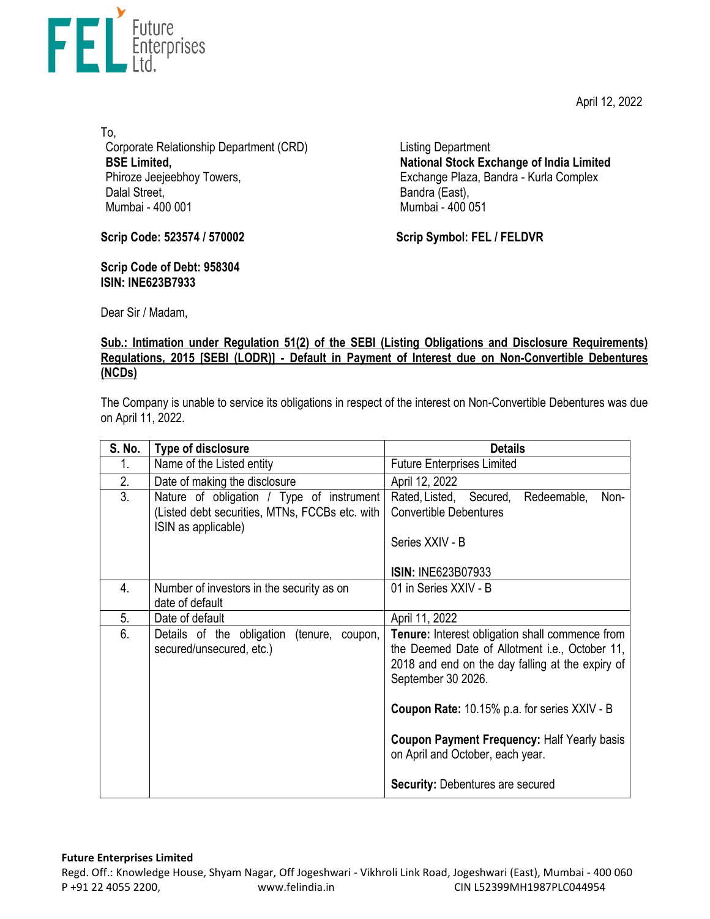April 12, 2022

To,
Corporate Relationship Department (CRD)
**BSE Limited,**
Phiroze Jeejeebhoy Towers,
Dalal Street,
Mumbai - 400 001

Listing Department
**National Stock Exchange of India Limited**
Exchange Plaza, Bandra - Kurla Complex
Bandra (East),
Mumbai - 400 051

**Scrip Code: 523574 / 570002**

**Scrip Symbol: FEL / FELDVR**

**Scrip Code of Debt: 958304**
**ISIN: INE623B7933**

Dear Sir / Madam,

**Sub.: Intimation under Regulation 51(2) of the SEBI (Listing Obligations and Disclosure Requirements) Regulations, 2015 [SEBI (LODR)] - Default in Payment of Interest due on Non-Convertible Debentures (NCDs)**

The Company is unable to service its obligations in respect of the interest on Non-Convertible Debentures was due on April 11, 2022.

| S. No. | Type of disclosure | Details |
|---|---|---|
| 1. | Name of the Listed entity | Future Enterprises Limited |
| 2. | Date of making the disclosure | April 12, 2022 |
| 3. | Nature of obligation / Type of instrument (Listed debt securities, MTNs, FCCBs etc. with ISIN as applicable) | Rated, Listed, Secured, Redeemable, Non-Convertible Debentures<br><br>Series XXIV - B<br><br>**ISIN:** INE623B07933 |
| 4. | Number of investors in the security as on date of default | 01 in Series XXIV - B |
| 5. | Date of default | April 11, 2022 |
| 6. | Details of the obligation (tenure, coupon, secured/unsecured, etc.) | **Tenure:** Interest obligation shall commence from the Deemed Date of Allotment i.e., October 11, 2018 and end on the day falling at the expiry of September 30 2026.<br><br>**Coupon Rate:** 10.15% p.a. for series XXIV - B<br><br>**Coupon Payment Frequency:** Half Yearly basis on April and October, each year.<br><br>**Security:** Debentures are secured |

**Future Enterprises Limited**
Regd. Off.: Knowledge House, Shyam Nagar, Off Jogeshwari - Vikhroli Link Road, Jogeshwari (East), Mumbai - 400 060
P +91 22 4055 2200, www.felindia.in CIN L52399MH1987PLC044954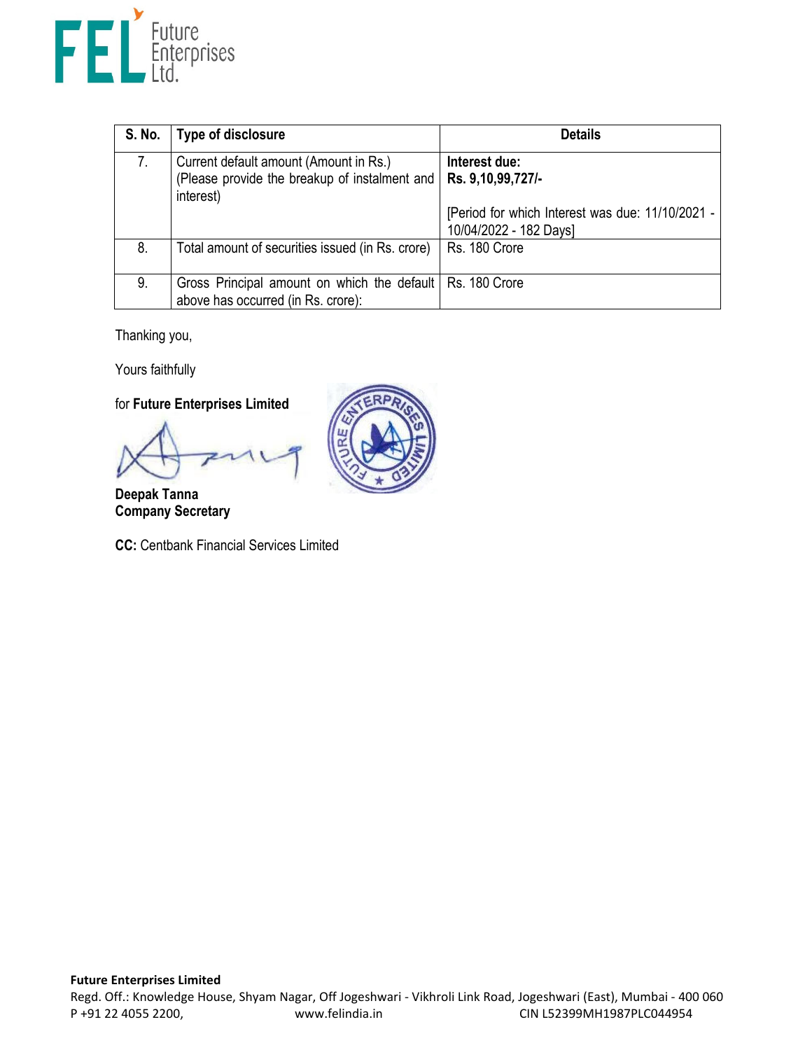| S. No. | Type of disclosure | Details |
|---|---|---|
| 7. | Current default amount (Amount in Rs.) (Please provide the breakup of instalment and interest) | **Interest due:** **Rs. 9,10,99,727/-** [Period for which Interest was due: 11/10/2021 - 10/04/2022 - 182 Days] |
| 8. | Total amount of securities issued (in Rs. crore) | Rs. 180 Crore |
| 9. | Gross Principal amount on which the default above has occurred (in Rs. crore): | Rs. 180 Crore |

Thanking you,

Yours faithfully

for **Future Enterprises Limited**

**Deepak Tanna**
**Company Secretary**

**CC:** Centbank Financial Services Limited

**Future Enterprises Limited**
Regd. Off.: Knowledge House, Shyam Nagar, Off Jogeshwari - Vikhroli Link Road, Jogeshwari (East), Mumbai - 400 060
P +91 22 4055 2200, www.felindia.in CIN L52399MH1987PLC044954